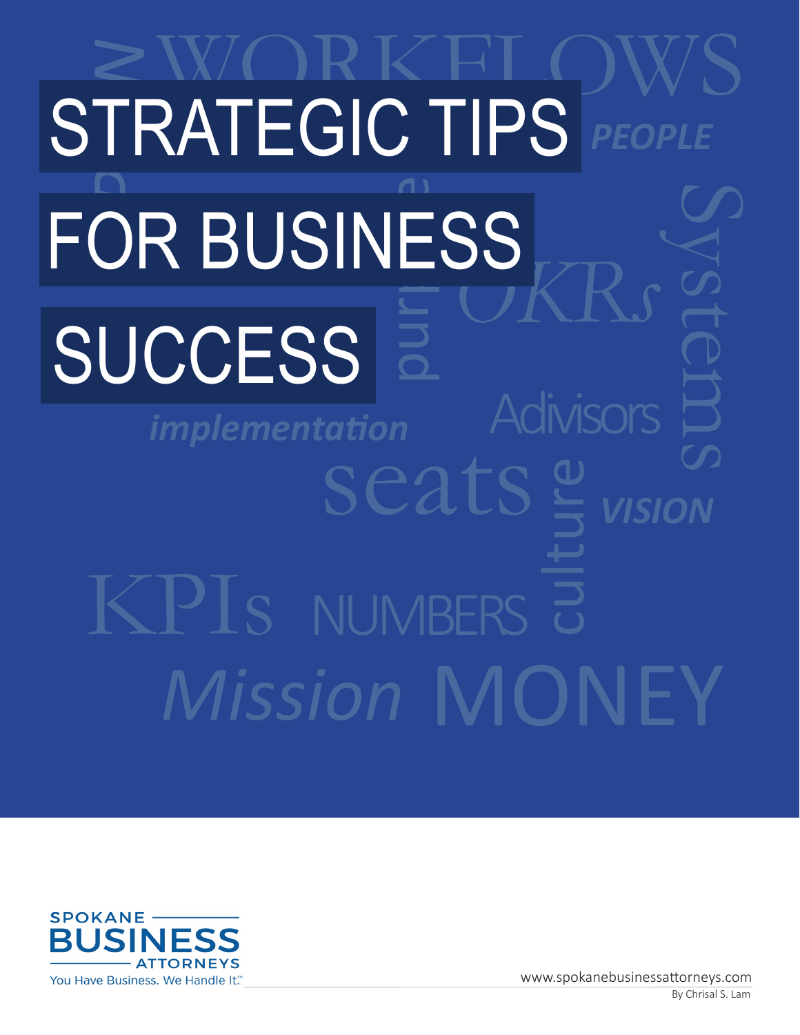# STRATEGIC TIPS FOR BUSINESS SUCCESS

WORKFLOWS PEOPLE Systems OKRs purpose implementation Advisors seats culture VISION KPIs NUMBERS Mission MONEY

SPOKANE BUSINESS ATTORNEYS

You Have Business. We Handle It.™

www.spokanebusinessattorneys.com

By Chrisal S. Lam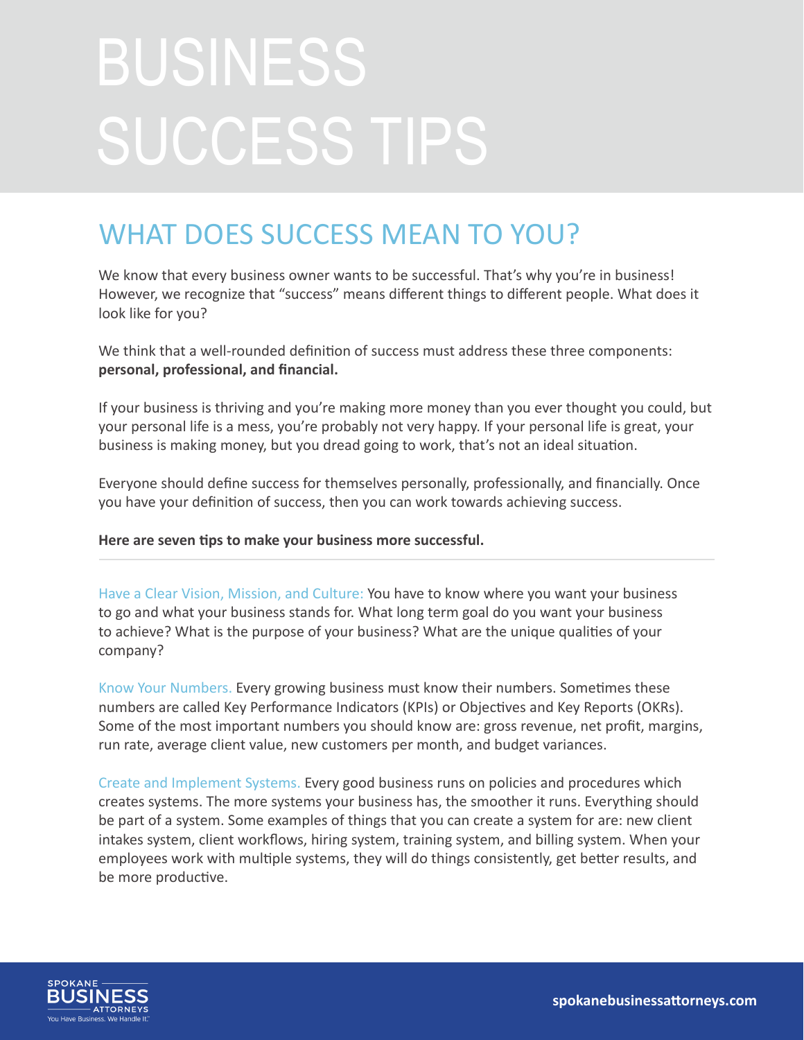# BUSINESS SUCCESS TIPS

## WHAT DOES SUCCESS MEAN TO YOU?

We know that every business owner wants to be successful. That's why you're in business! However, we recognize that "success" means different things to different people. What does it look like for you?

We think that a well-rounded definition of success must address these three components: **personal, professional, and financial.**

If your business is thriving and you're making more money than you ever thought you could, but your personal life is a mess, you're probably not very happy. If your personal life is great, your business is making money, but you dread going to work, that's not an ideal situation.

Everyone should define success for themselves personally, professionally, and financially. Once you have your definition of success, then you can work towards achieving success.

**Here are seven tips to make your business more successful.**

---

Have a Clear Vision, Mission, and Culture: You have to know where you want your business to go and what your business stands for. What long term goal do you want your business to achieve? What is the purpose of your business? What are the unique qualities of your company?

Know Your Numbers. Every growing business must know their numbers. Sometimes these numbers are called Key Performance Indicators (KPIs) or Objectives and Key Reports (OKRs). Some of the most important numbers you should know are: gross revenue, net profit, margins, run rate, average client value, new customers per month, and budget variances.

Create and Implement Systems. Every good business runs on policies and procedures which creates systems. The more systems your business has, the smoother it runs. Everything should be part of a system. Some examples of things that you can create a system for are: new client intakes system, client workflows, hiring system, training system, and billing system. When your employees work with multiple systems, they will do things consistently, get better results, and be more productive.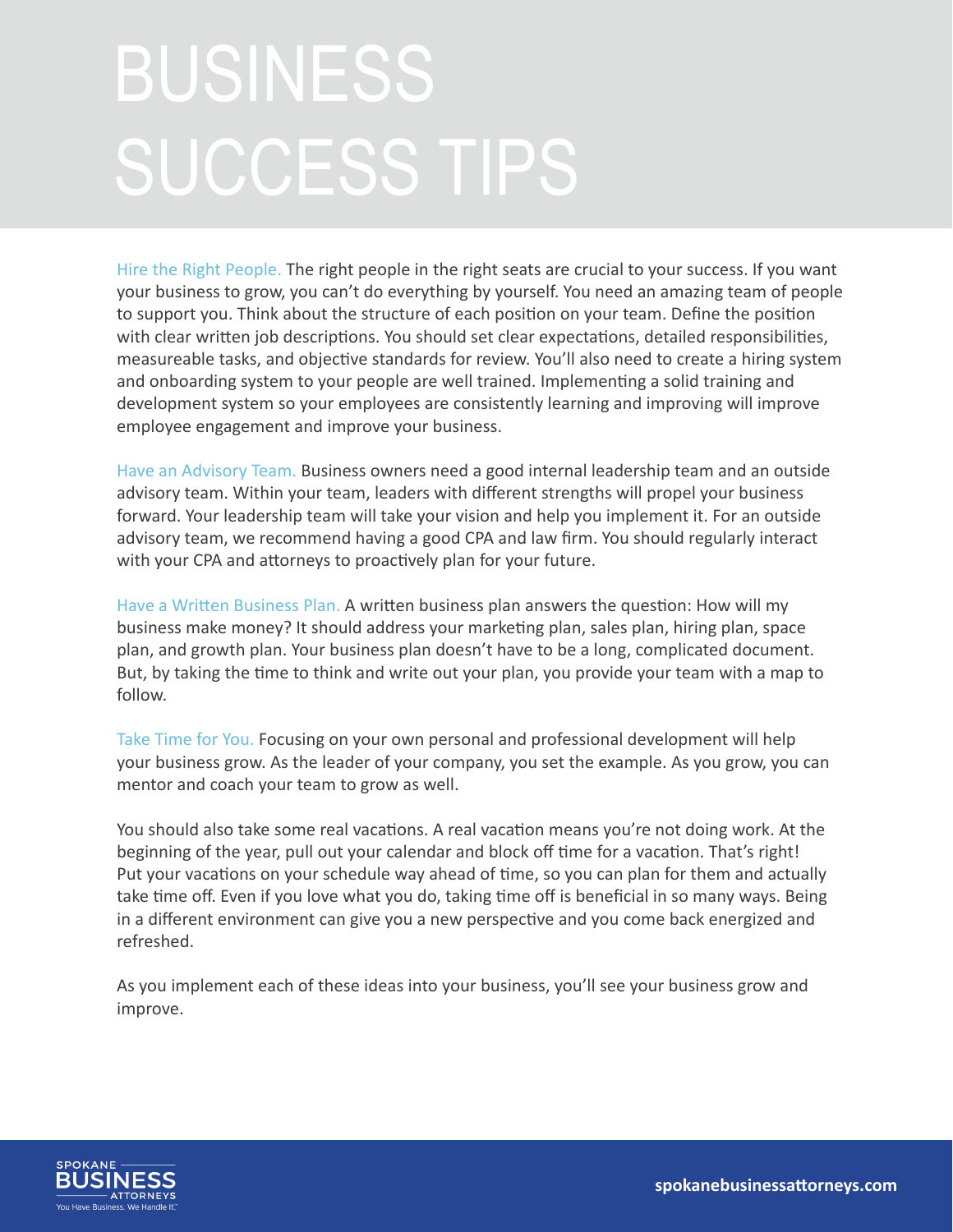# BUSINESS SUCCESS TIPS

Hire the Right People. The right people in the right seats are crucial to your success. If you want your business to grow, you can't do everything by yourself. You need an amazing team of people to support you. Think about the structure of each position on your team. Define the position with clear written job descriptions. You should set clear expectations, detailed responsibilities, measureable tasks, and objective standards for review. You'll also need to create a hiring system and onboarding system to your people are well trained. Implementing a solid training and development system so your employees are consistently learning and improving will improve employee engagement and improve your business.

Have an Advisory Team. Business owners need a good internal leadership team and an outside advisory team. Within your team, leaders with different strengths will propel your business forward. Your leadership team will take your vision and help you implement it. For an outside advisory team, we recommend having a good CPA and law firm. You should regularly interact with your CPA and attorneys to proactively plan for your future.

Have a Written Business Plan. A written business plan answers the question: How will my business make money? It should address your marketing plan, sales plan, hiring plan, space plan, and growth plan. Your business plan doesn't have to be a long, complicated document. But, by taking the time to think and write out your plan, you provide your team with a map to follow.

Take Time for You. Focusing on your own personal and professional development will help your business grow. As the leader of your company, you set the example. As you grow, you can mentor and coach your team to grow as well.

You should also take some real vacations. A real vacation means you're not doing work. At the beginning of the year, pull out your calendar and block off time for a vacation. That's right! Put your vacations on your schedule way ahead of time, so you can plan for them and actually take time off. Even if you love what you do, taking time off is beneficial in so many ways. Being in a different environment can give you a new perspective and you come back energized and refreshed.

As you implement each of these ideas into your business, you'll see your business grow and improve.

SPOKANE BUSINESS ATTORNEYS
You Have Business. We Handle It.™

spokanebusinessattorneys.com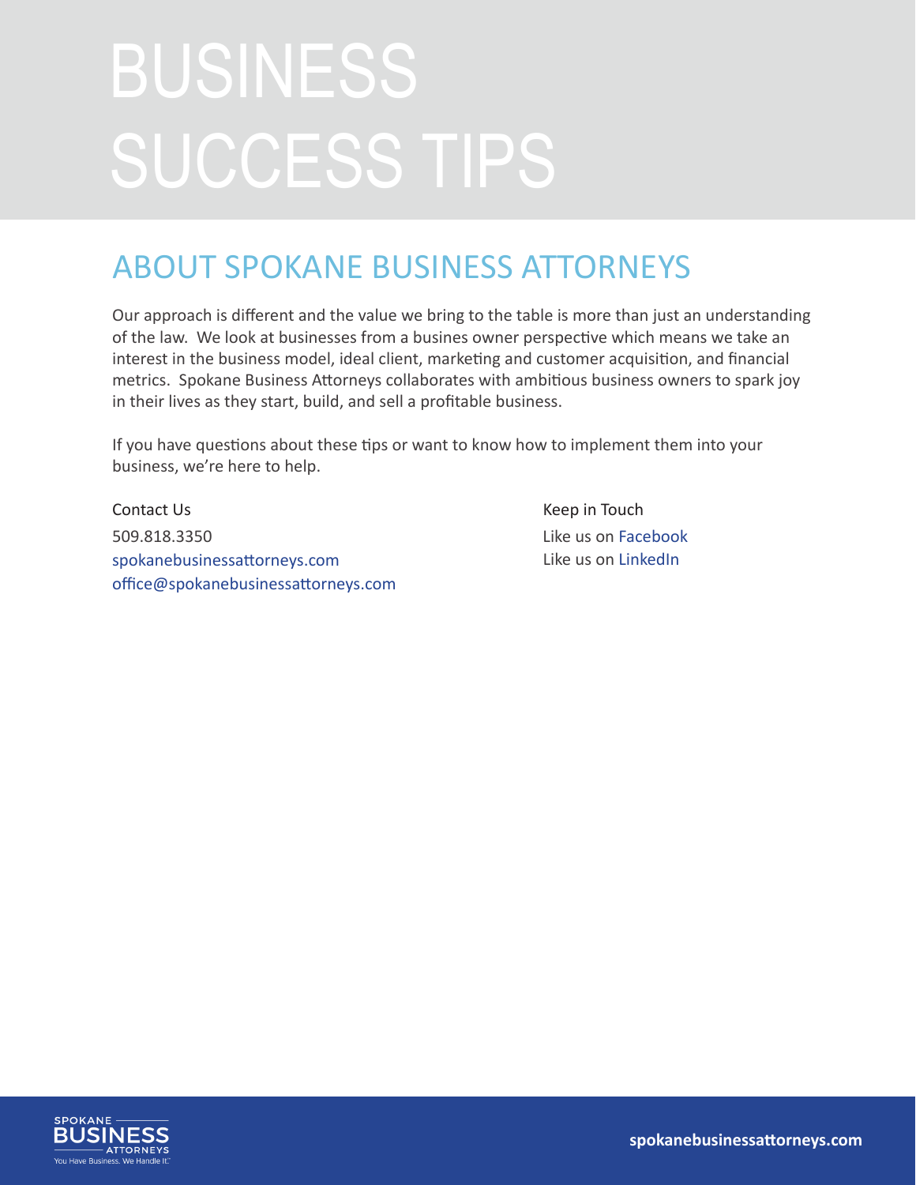# BUSINESS SUCCESS TIPS

## ABOUT SPOKANE BUSINESS ATTORNEYS

Our approach is different and the value we bring to the table is more than just an understanding of the law. We look at businesses from a busines owner perspective which means we take an interest in the business model, ideal client, marketing and customer acquisition, and financial metrics. Spokane Business Attorneys collaborates with ambitious business owners to spark joy in their lives as they start, build, and sell a profitable business.

If you have questions about these tips or want to know how to implement them into your business, we're here to help.

Contact Us
509.818.3350
spokanebusinessattorneys.com
office@spokanebusinessattorneys.com

Keep in Touch
Like us on Facebook
Like us on LinkedIn

SPOKANE BUSINESS ATTORNEYS
You Have Business. We Handle It.™

spokanebusinessattorneys.com